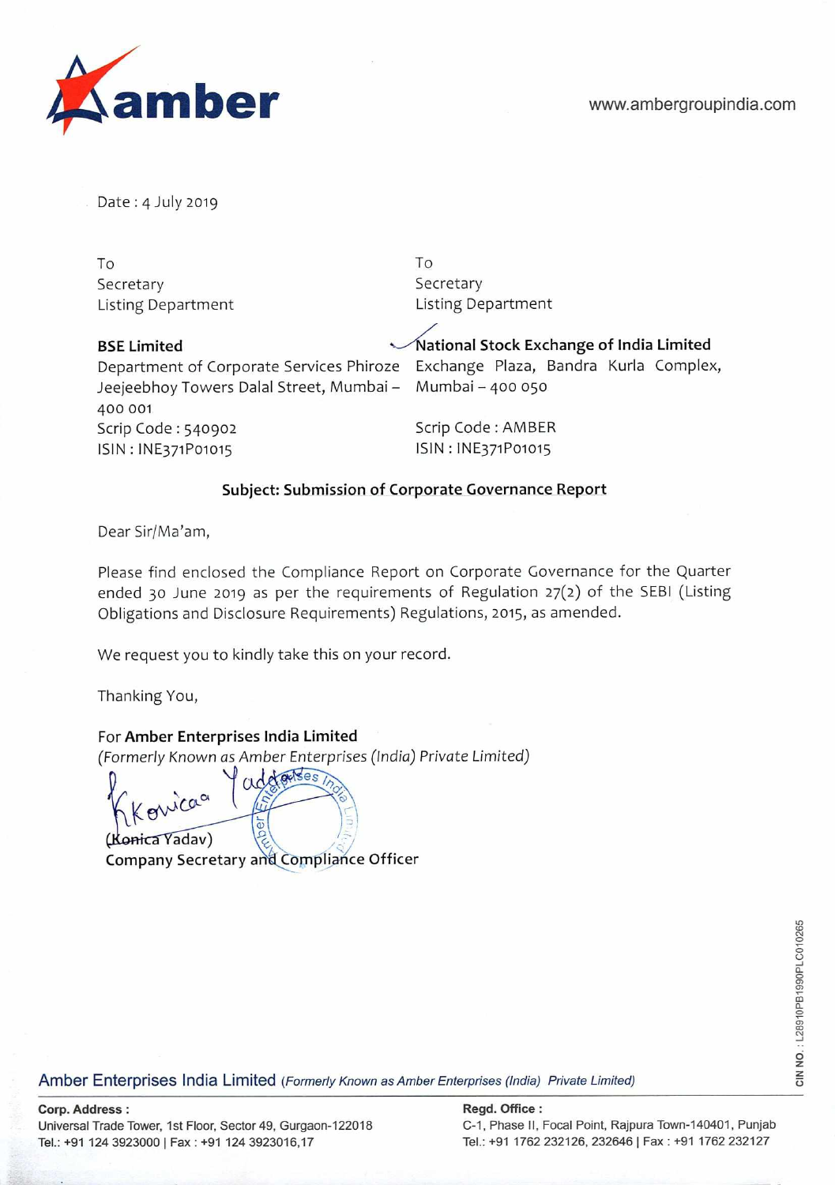**amber**

www.ambergroupindia.com

Date : 4 July 2019

| To | To |
|---|---|
| Secretary | Secretary |
| Listing Department | Listing Department |
| **BSE Limited** | **National Stock Exchange of India Limited** |
| Department of Corporate Services Phiroze Jeejeebhoy Towers Dalal Street, Mumbai – 400 001 | Exchange Plaza, Bandra Kurla Complex, Mumbai – 400 050 |
| Scrip Code : 540902 | Scrip Code : AMBER |
| ISIN : INE371P01015 | ISIN : INE371P01015 |

**Subject: Submission of Corporate Governance Report**

Dear Sir/Ma'am,

Please find enclosed the Compliance Report on Corporate Governance for the Quarter ended 30 June 2019 as per the requirements of Regulation 27(2) of the SEBI (Listing Obligations and Disclosure Requirements) Regulations, 2015, as amended.

We request you to kindly take this on your record.

Thanking You,

For **Amber Enterprises India Limited**
*(Formerly Known as Amber Enterprises (India) Private Limited)*

(Konica Yadav)
**Company Secretary and Compliance Officer**

CIN NO. : L28910PB1990PLC010265

Amber Enterprises India Limited *(Formerly Known as Amber Enterprises (India) Private Limited)*

**Corp. Address :**
Universal Trade Tower, 1st Floor, Sector 49, Gurgaon-122018
Tel.: +91 124 3923000 | Fax : +91 124 3923016,17

**Regd. Office :**
C-1, Phase II, Focal Point, Rajpura Town-140401, Punjab
Tel.: +91 1762 232126, 232646 | Fax : +91 1762 232127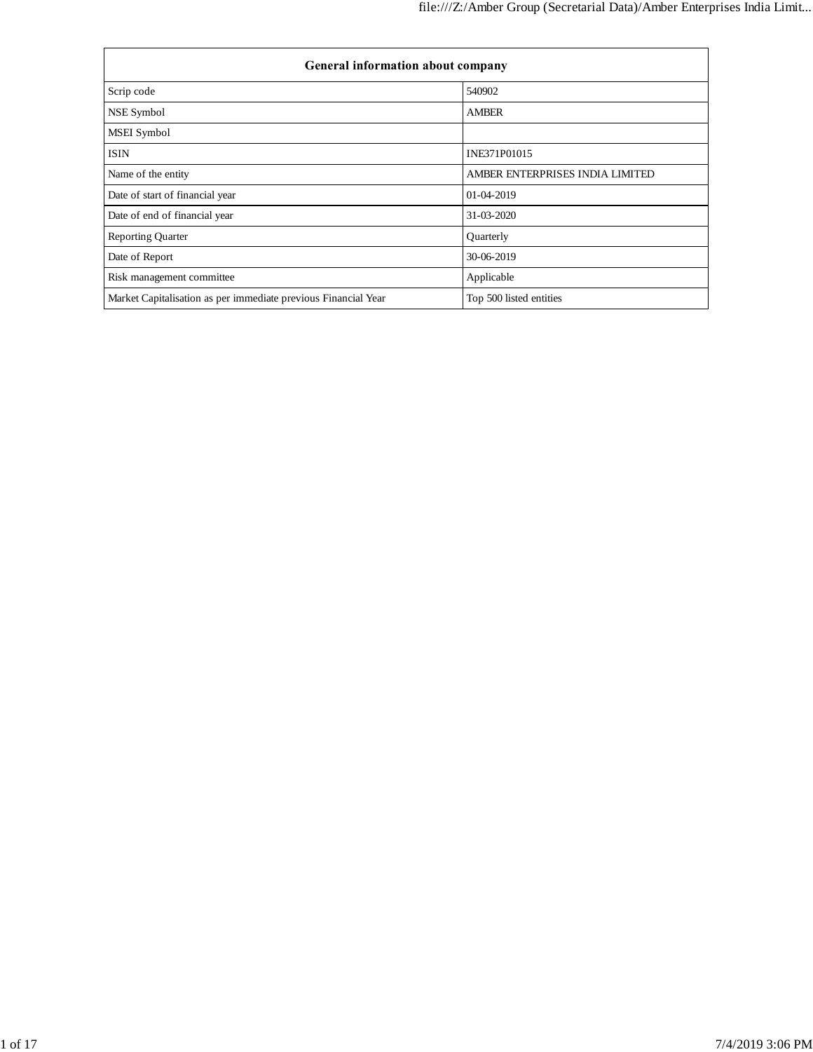| General information about company | |
|---|---|
| Scrip code | 540902 |
| NSE Symbol | AMBER |
| MSEI Symbol | |
| ISIN | INE371P01015 |
| Name of the entity | AMBER ENTERPRISES INDIA LIMITED |
| Date of start of financial year | 01-04-2019 |
| Date of end of financial year | 31-03-2020 |
| Reporting Quarter | Quarterly |
| Date of Report | 30-06-2019 |
| Risk management committee | Applicable |
| Market Capitalisation as per immediate previous Financial Year | Top 500 listed entities |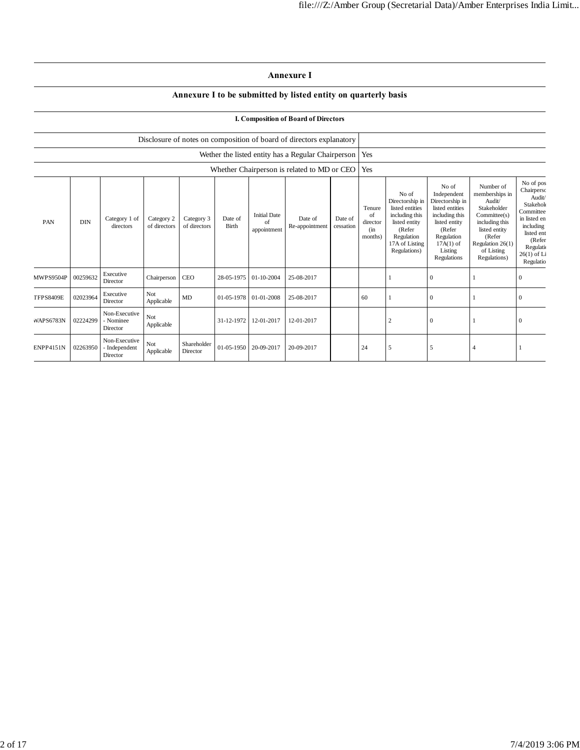# Annexure I

## Annexure I to be submitted by listed entity on quarterly basis

### I. Composition of Board of Directors

| | |
|---|---|
| Disclosure of notes on composition of board of directors explanatory | |
| Wether the listed entity has a Regular Chairperson | Yes |
| Whether Chairperson is related to MD or CEO | Yes |

| PAN | DIN | Category 1 of directors | Category 2 of directors | Category 3 of directors | Date of Birth | Initial Date of appointment | Date of Re-appointment | Date of cessation | Tenure of director (in months) | No of Directorship in listed entities including this listed entity (Refer Regulation 17A of Listing Regulations) | No of Independent Directorship in listed entities including this listed entity (Refer Regulation 17A(1) of Listing Regulations | Number of memberships in Audit/ Stakeholder Committee(s) including this listed entity (Refer Regulation 26(1) of Listing Regulations) | No of pos Chairperso Audit/ Stakehol Committee in listed en including listed ent (Refer Regulatio 26(1) of Li Regulatio |
|---|---|---|---|---|---|---|---|---|---|---|---|---|---|
| MWPS9504P | 00259632 | Executive Director | Chairperson | CEO | 28-05-1975 | 01-10-2004 | 25-08-2017 | | | 1 | 0 | 1 | 0 |
| TFPS8409E | 02023964 | Executive Director | Not Applicable | MD | 01-05-1978 | 01-01-2008 | 25-08-2017 | | 60 | 1 | 0 | 1 | 0 |
| WAPS6783N | 02224299 | Non-Executive - Nominee Director | Not Applicable | | 31-12-1972 | 12-01-2017 | 12-01-2017 | | | 2 | 0 | 1 | 0 |
| ENPP4151N | 02263950 | Non-Executive - Independent Director | Not Applicable | Shareholder Director | 01-05-1950 | 20-09-2017 | 20-09-2017 | | 24 | 5 | 5 | 4 | 1 |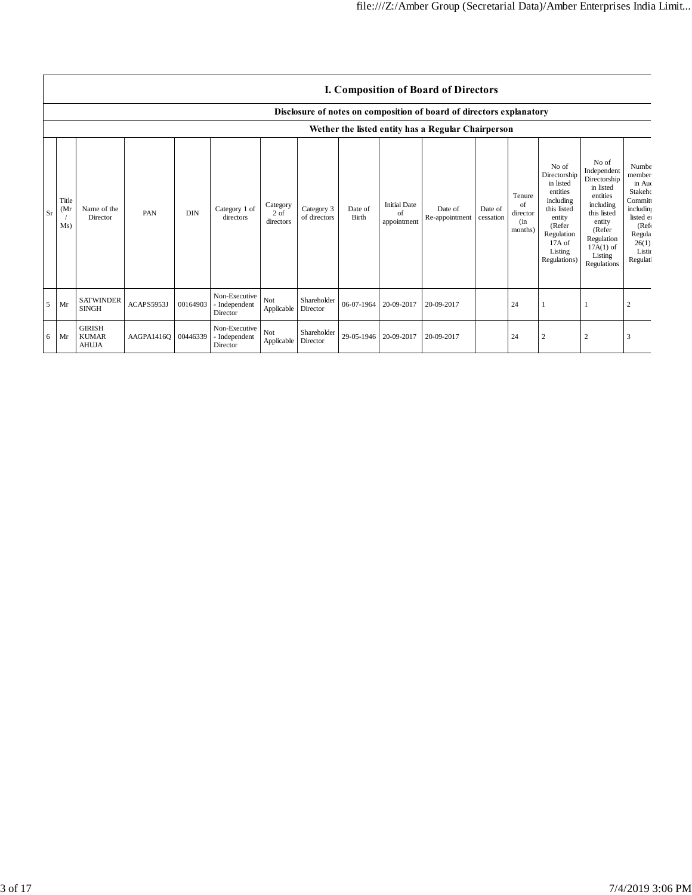## I. Composition of Board of Directors

**Disclosure of notes on composition of board of directors explanatory**

**Wether the listed entity has a Regular Chairperson**

| Sr | Title (Mr / Ms) | Name of the Director | PAN | DIN | Category 1 of directors | Category 2 of directors | Category 3 of directors | Date of Birth | Initial Date of appointment | Date of Re-appointment | Date of cessation | Tenure of director (in months) | No of Directorship in listed entities including this listed entity (Refer Regulation 17A of Listing Regulations) | No of Independent Directorship in listed entities including this listed entity (Refer Regulation 17A(1) of Listing Regulations | Numbe member in Auc Stakeho Committ including listed er (Refe Regula 26(1) Listir Regulati |
|---|---|---|---|---|---|---|---|---|---|---|---|---|---|---|---|
| 5 | Mr | SATWINDER SINGH | ACAPS5953J | 00164903 | Non-Executive - Independent Director | Not Applicable | Shareholder Director | 06-07-1964 | 20-09-2017 | 20-09-2017 | | 24 | 1 | 1 | 2 |
| 6 | Mr | GIRISH KUMAR AHUJA | AAGPA1416Q | 00446339 | Non-Executive - Independent Director | Not Applicable | Shareholder Director | 29-05-1946 | 20-09-2017 | 20-09-2017 | | 24 | 2 | 2 | 3 |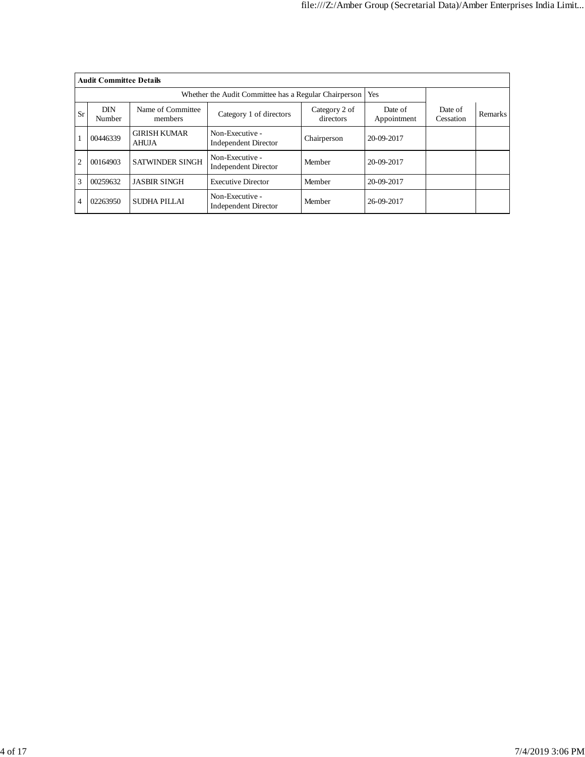| Audit Committee Details | | | | | | | |
|---|---|---|---|---|---|---|---|
| Whether the Audit Committee has a Regular Chairperson | | | | | Yes | | |
| Sr | DIN Number | Name of Committee members | Category 1 of directors | Category 2 of directors | Date of Appointment | Date of Cessation | Remarks |
| 1 | 00446339 | GIRISH KUMAR AHUJA | Non-Executive - Independent Director | Chairperson | 20-09-2017 | | |
| 2 | 00164903 | SATWINDER SINGH | Non-Executive - Independent Director | Member | 20-09-2017 | | |
| 3 | 00259632 | JASBIR SINGH | Executive Director | Member | 20-09-2017 | | |
| 4 | 02263950 | SUDHA PILLAI | Non-Executive - Independent Director | Member | 26-09-2017 | | |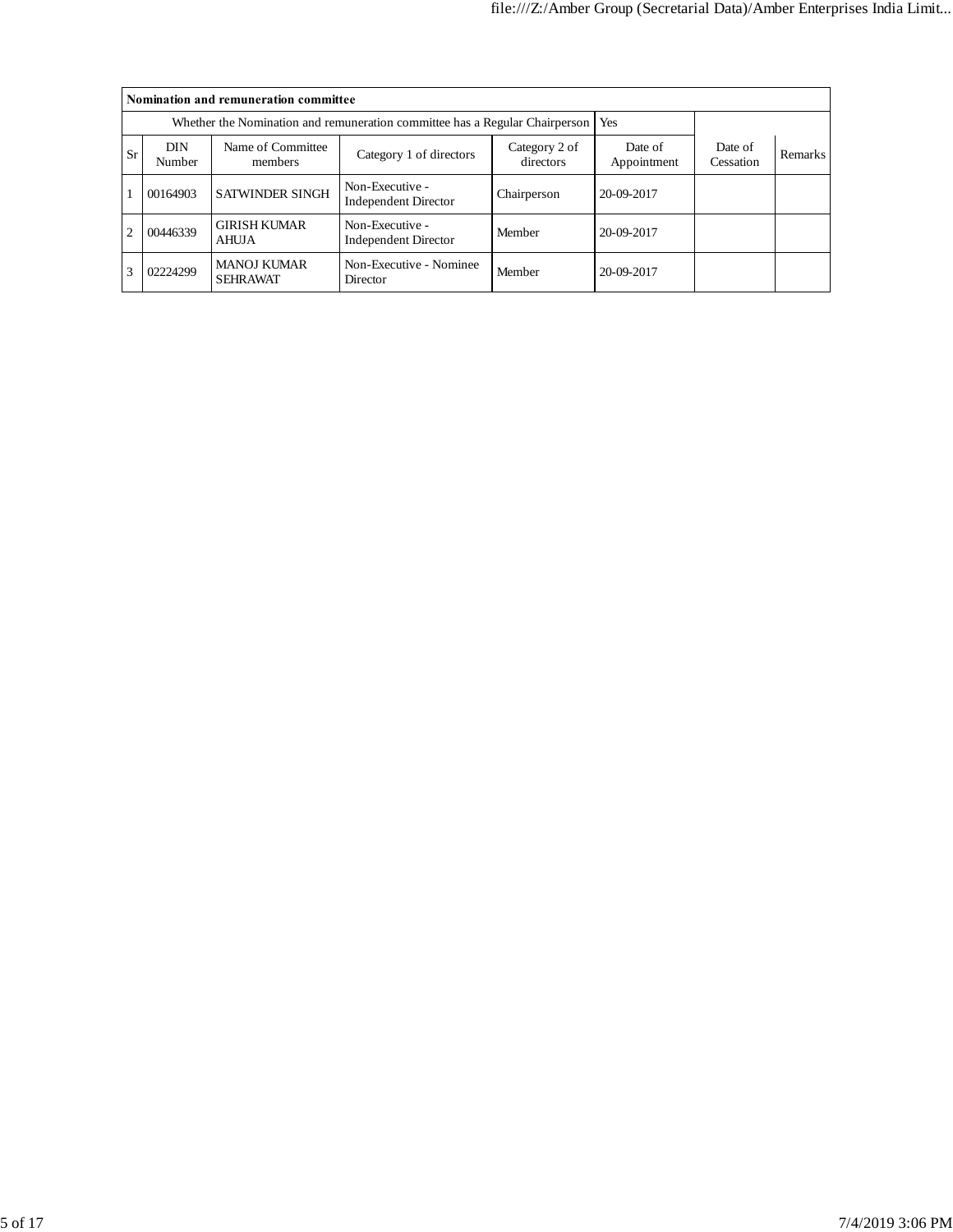| Nomination and remuneration committee | | | | | | | |
|---|---|---|---|---|---|---|---|
| Whether the Nomination and remuneration committee has a Regular Chairperson | | | | | Yes | | |
| Sr | DIN Number | Name of Committee members | Category 1 of directors | Category 2 of directors | Date of Appointment | Date of Cessation | Remarks |
| 1 | 00164903 | SATWINDER SINGH | Non-Executive - Independent Director | Chairperson | 20-09-2017 | | |
| 2 | 00446339 | GIRISH KUMAR AHUJA | Non-Executive - Independent Director | Member | 20-09-2017 | | |
| 3 | 02224299 | MANOJ KUMAR SEHRAWAT | Non-Executive - Nominee Director | Member | 20-09-2017 | | |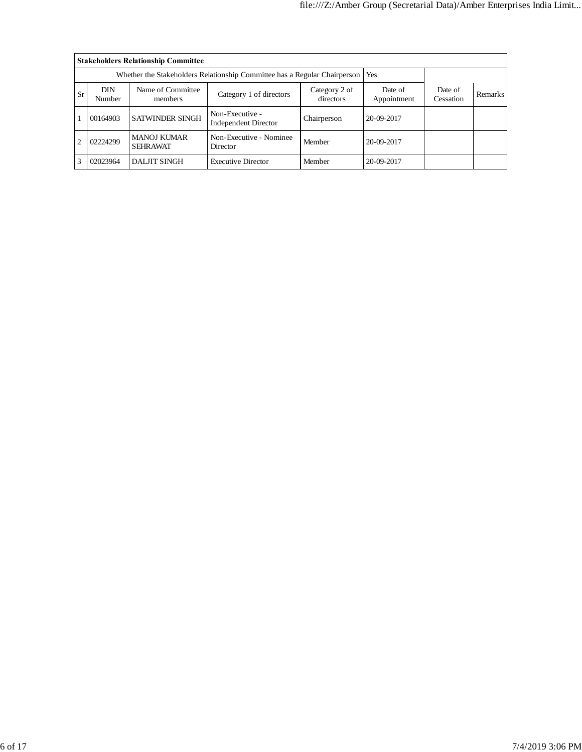**Stakeholders Relationship Committee**

| Whether the Stakeholders Relationship Committee has a Regular Chairperson | | | | | Yes | | |
|---|---|---|---|---|---|---|---|
| Sr | DIN Number | Name of Committee members | Category 1 of directors | Category 2 of directors | Date of Appointment | Date of Cessation | Remarks |
| 1 | 00164903 | SATWINDER SINGH | Non-Executive - Independent Director | Chairperson | 20-09-2017 | | |
| 2 | 02224299 | MANOJ KUMAR SEHRAWAT | Non-Executive - Nominee Director | Member | 20-09-2017 | | |
| 3 | 02023964 | DALJIT SINGH | Executive Director | Member | 20-09-2017 | | |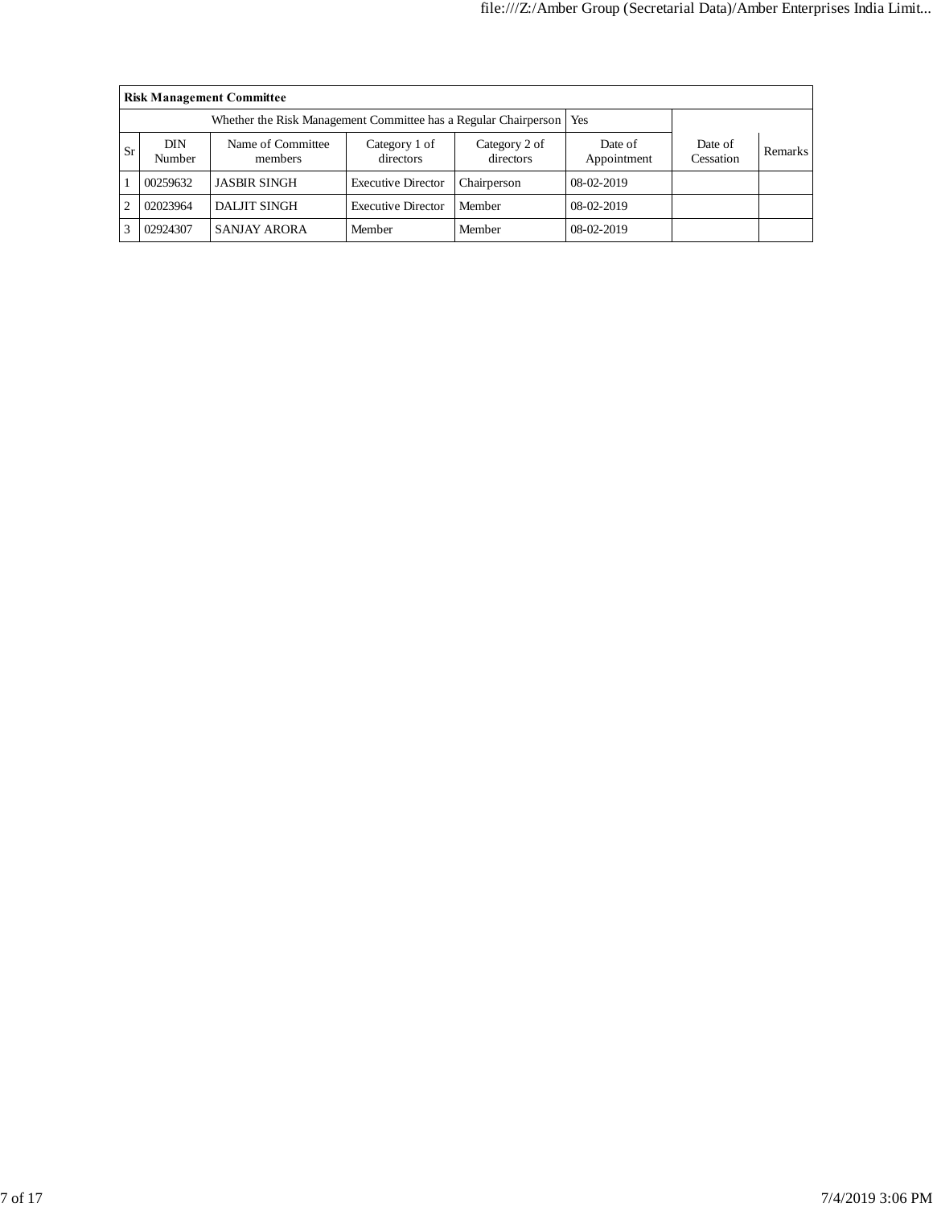| Risk Management Committee | | | | | | | |
|---|---|---|---|---|---|---|---|
| Whether the Risk Management Committee has a Regular Chairperson | | | | | Yes | | |
| Sr | DIN Number | Name of Committee members | Category 1 of directors | Category 2 of directors | Date of Appointment | Date of Cessation | Remarks |
| 1 | 00259632 | JASBIR SINGH | Executive Director | Chairperson | 08-02-2019 | | |
| 2 | 02023964 | DALJIT SINGH | Executive Director | Member | 08-02-2019 | | |
| 3 | 02924307 | SANJAY ARORA | Member | Member | 08-02-2019 | | |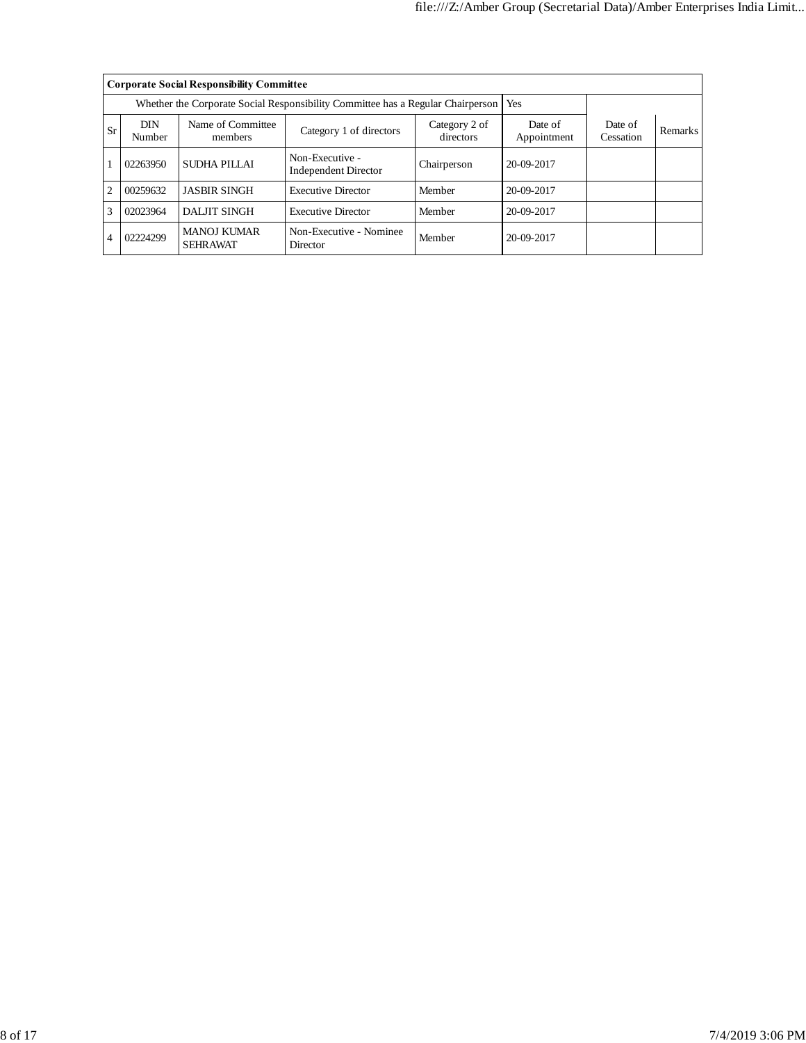| Corporate Social Responsibility Committee | | | | | | | |
|---|---|---|---|---|---|---|---|
| Whether the Corporate Social Responsibility Committee has a Regular Chairperson | | | | | Yes | | |
| Sr | DIN Number | Name of Committee members | Category 1 of directors | Category 2 of directors | Date of Appointment | Date of Cessation | Remarks |
| 1 | 02263950 | SUDHA PILLAI | Non-Executive - Independent Director | Chairperson | 20-09-2017 | | |
| 2 | 00259632 | JASBIR SINGH | Executive Director | Member | 20-09-2017 | | |
| 3 | 02023964 | DALJIT SINGH | Executive Director | Member | 20-09-2017 | | |
| 4 | 02224299 | MANOJ KUMAR SEHRAWAT | Non-Executive - Nominee Director | Member | 20-09-2017 | | |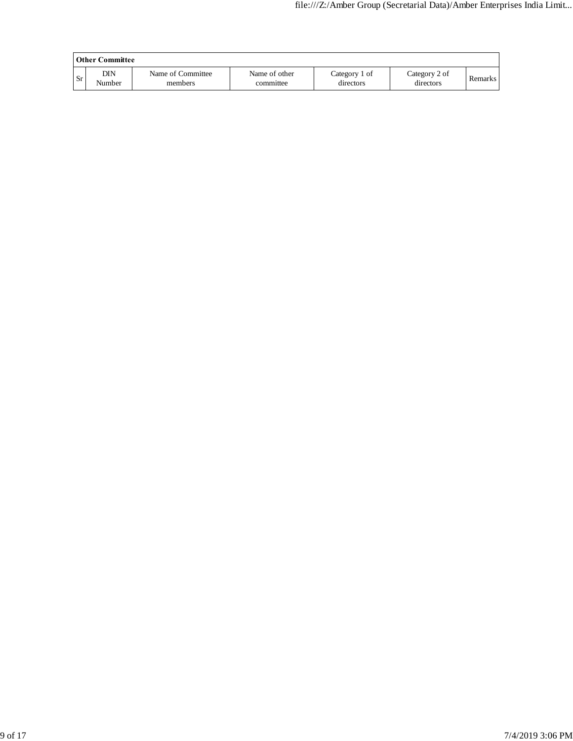| Other Committee | | | | | | |
|---|---|---|---|---|---|---|
| Sr | DIN Number | Name of Committee members | Name of other committee | Category 1 of directors | Category 2 of directors | Remarks |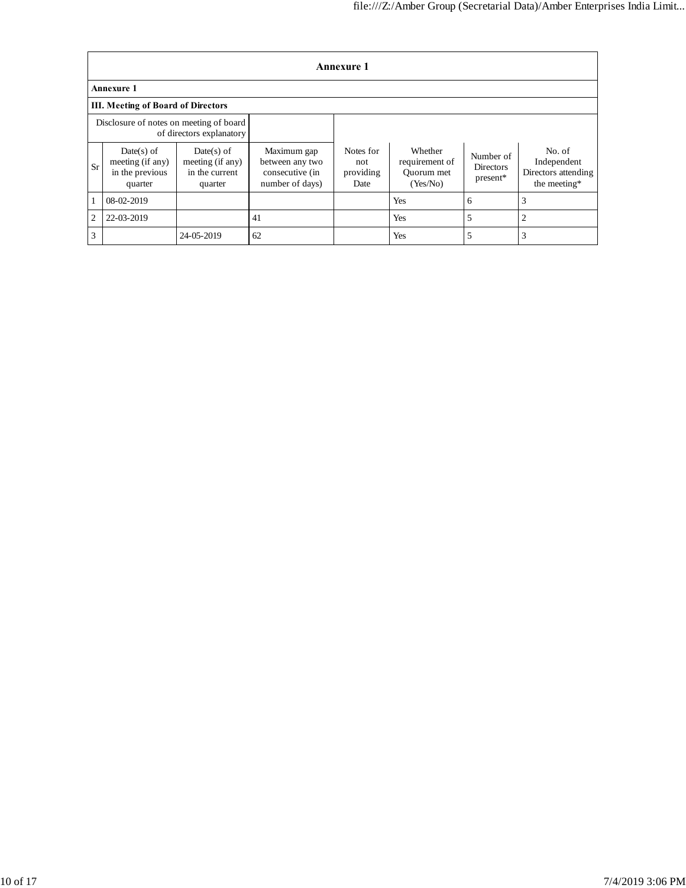## Annexure 1

**Annexure 1**

**III. Meeting of Board of Directors**

| Disclosure of notes on meeting of board of directors explanatory | | | | | | | |
|---|---|---|---|---|---|---|---|
| Sr | Date(s) of meeting (if any) in the previous quarter | Date(s) of meeting (if any) in the current quarter | Maximum gap between any two consecutive (in number of days) | Notes for not providing Date | Whether requirement of Quorum met (Yes/No) | Number of Directors present* | No. of Independent Directors attending the meeting* |
| 1 | 08-02-2019 | | | | Yes | 6 | 3 |
| 2 | 22-03-2019 | | 41 | | Yes | 5 | 2 |
| 3 | | 24-05-2019 | 62 | | Yes | 5 | 3 |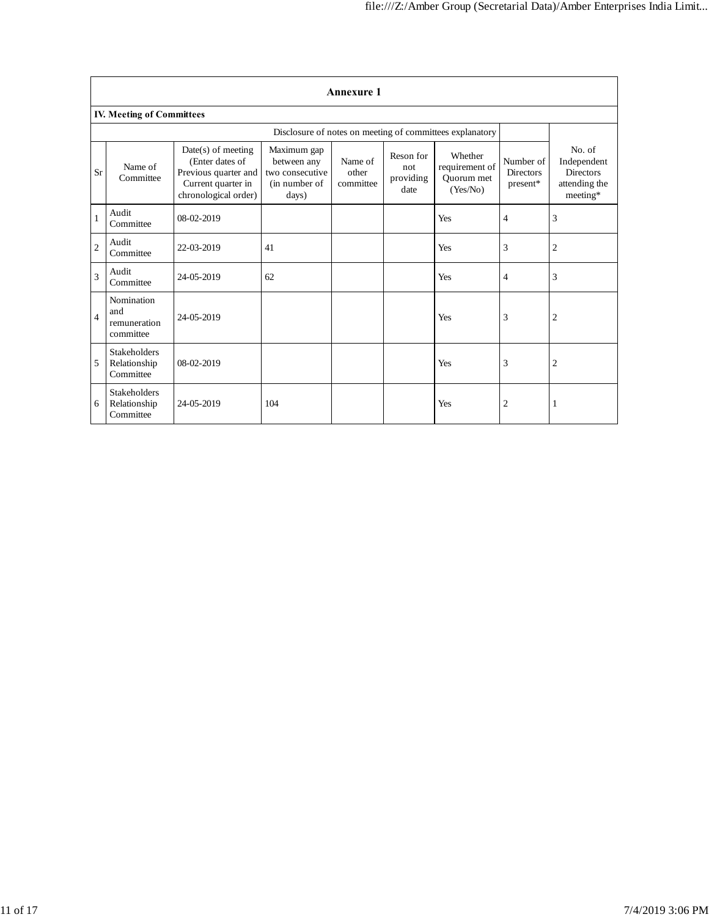| Annexure 1 | | | | | | | | |
|---|---|---|---|---|---|---|---|---|
| **IV. Meeting of Committees** | | | | | | | | |
| Disclosure of notes on meeting of committees explanatory | | | | | | | | |
| Sr | Name of Committee | Date(s) of meeting (Enter dates of Previous quarter and Current quarter in chronological order) | Maximum gap between any two consecutive (in number of days) | Name of other committee | Reson for not providing date | Whether requirement of Quorum met (Yes/No) | Number of Directors present* | No. of Independent Directors attending the meeting* |
| 1 | Audit Committee | 08-02-2019 | | | | Yes | 4 | 3 |
| 2 | Audit Committee | 22-03-2019 | 41 | | | Yes | 3 | 2 |
| 3 | Audit Committee | 24-05-2019 | 62 | | | Yes | 4 | 3 |
| 4 | Nomination and remuneration committee | 24-05-2019 | | | | Yes | 3 | 2 |
| 5 | Stakeholders Relationship Committee | 08-02-2019 | | | | Yes | 3 | 2 |
| 6 | Stakeholders Relationship Committee | 24-05-2019 | 104 | | | Yes | 2 | 1 |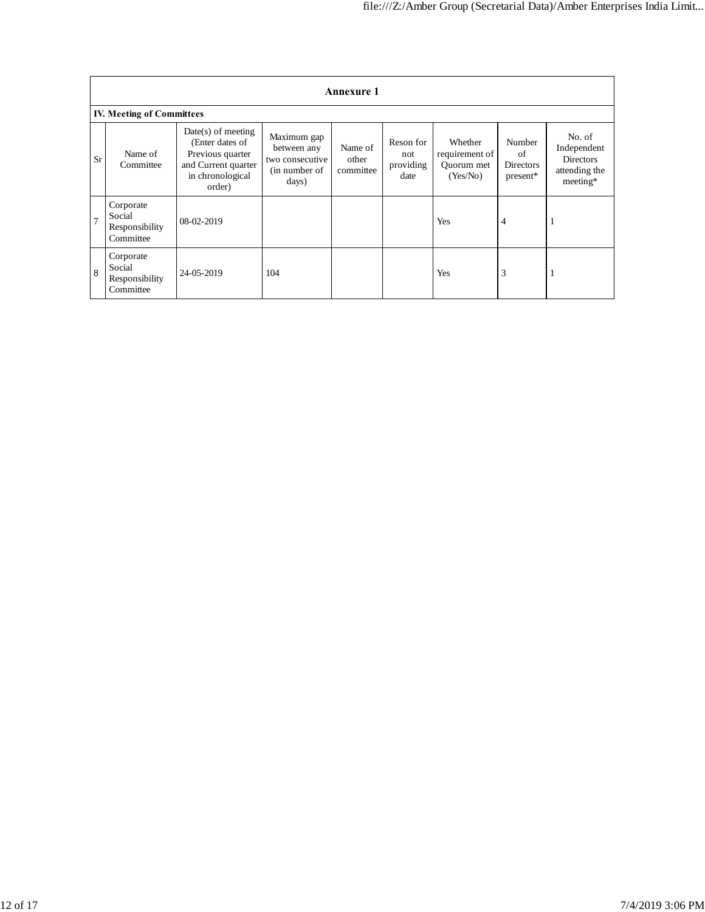| Annexure 1 | | | | | | | | |
|---|---|---|---|---|---|---|---|---|
| **IV. Meeting of Committees** | | | | | | | | |
| Sr | Name of Committee | Date(s) of meeting (Enter dates of Previous quarter and Current quarter in chronological order) | Maximum gap between any two consecutive (in number of days) | Name of other committee | Reson for not providing date | Whether requirement of Quorum met (Yes/No) | Number of Directors present* | No. of Independent Directors attending the meeting* |
| 7 | Corporate Social Responsibility Committee | 08-02-2019 | | | | Yes | 4 | 1 |
| 8 | Corporate Social Responsibility Committee | 24-05-2019 | 104 | | | Yes | 3 | 1 |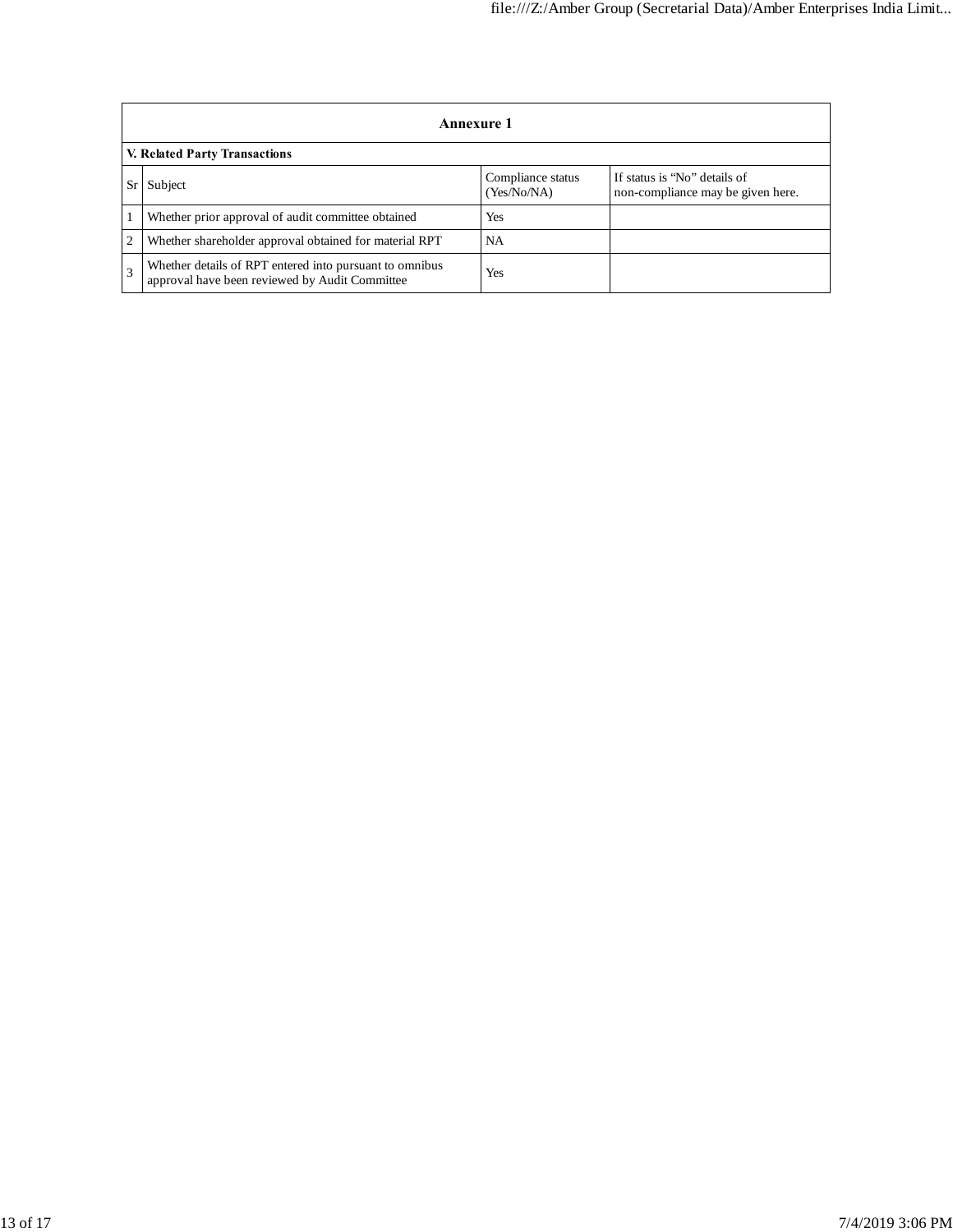## Annexure 1

**V. Related Party Transactions**

| Sr | Subject | Compliance status (Yes/No/NA) | If status is "No" details of non-compliance may be given here. |
|---|---|---|---|
| 1 | Whether prior approval of audit committee obtained | Yes | |
| 2 | Whether shareholder approval obtained for material RPT | NA | |
| 3 | Whether details of RPT entered into pursuant to omnibus approval have been reviewed by Audit Committee | Yes | |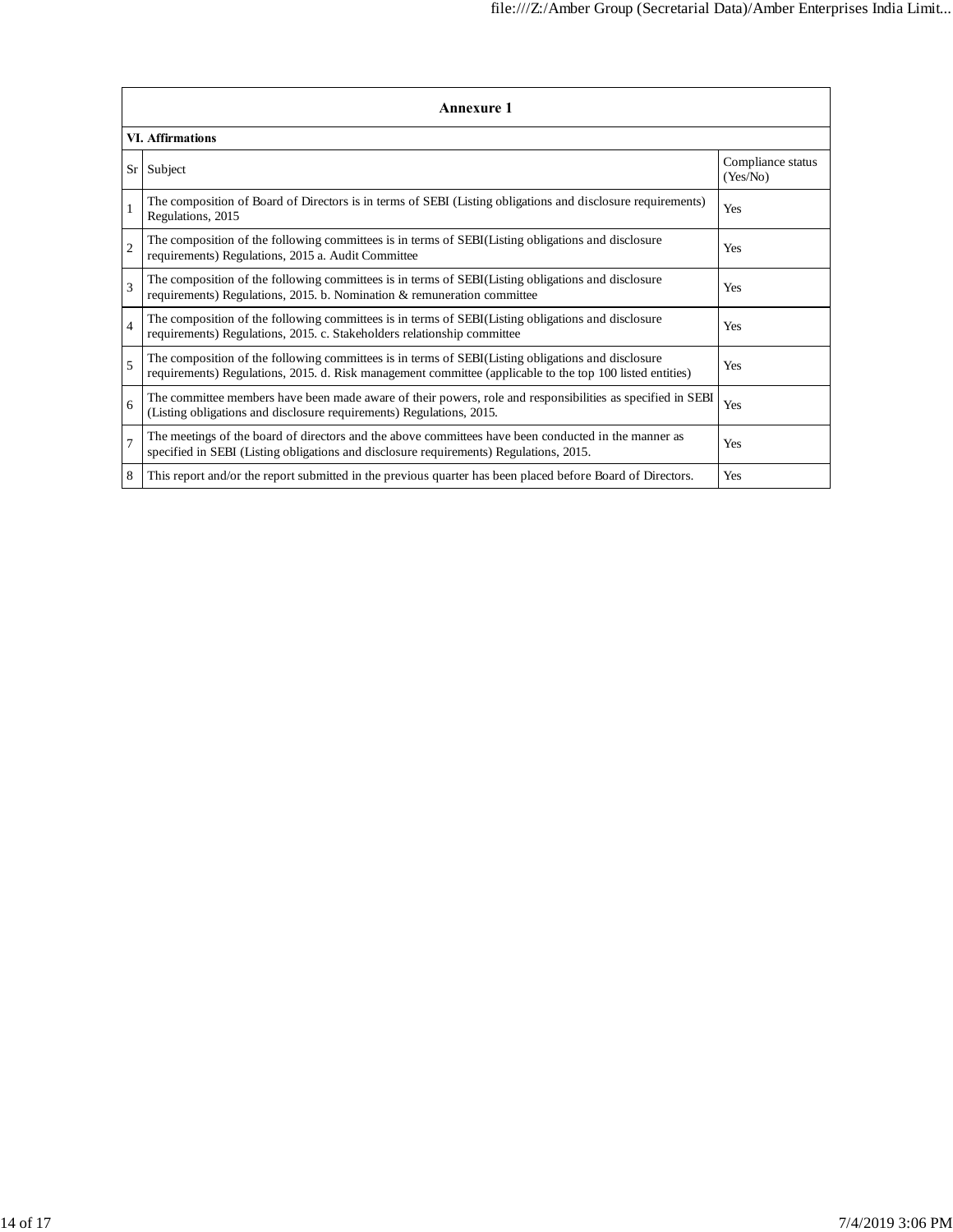## Annexure 1

### VI. Affirmations

| Sr | Subject | Compliance status (Yes/No) |
|---|---|---|
| 1 | The composition of Board of Directors is in terms of SEBI (Listing obligations and disclosure requirements) Regulations, 2015 | Yes |
| 2 | The composition of the following committees is in terms of SEBI(Listing obligations and disclosure requirements) Regulations, 2015 a. Audit Committee | Yes |
| 3 | The composition of the following committees is in terms of SEBI(Listing obligations and disclosure requirements) Regulations, 2015. b. Nomination & remuneration committee | Yes |
| 4 | The composition of the following committees is in terms of SEBI(Listing obligations and disclosure requirements) Regulations, 2015. c. Stakeholders relationship committee | Yes |
| 5 | The composition of the following committees is in terms of SEBI(Listing obligations and disclosure requirements) Regulations, 2015. d. Risk management committee (applicable to the top 100 listed entities) | Yes |
| 6 | The committee members have been made aware of their powers, role and responsibilities as specified in SEBI (Listing obligations and disclosure requirements) Regulations, 2015. | Yes |
| 7 | The meetings of the board of directors and the above committees have been conducted in the manner as specified in SEBI (Listing obligations and disclosure requirements) Regulations, 2015. | Yes |
| 8 | This report and/or the report submitted in the previous quarter has been placed before Board of Directors. | Yes |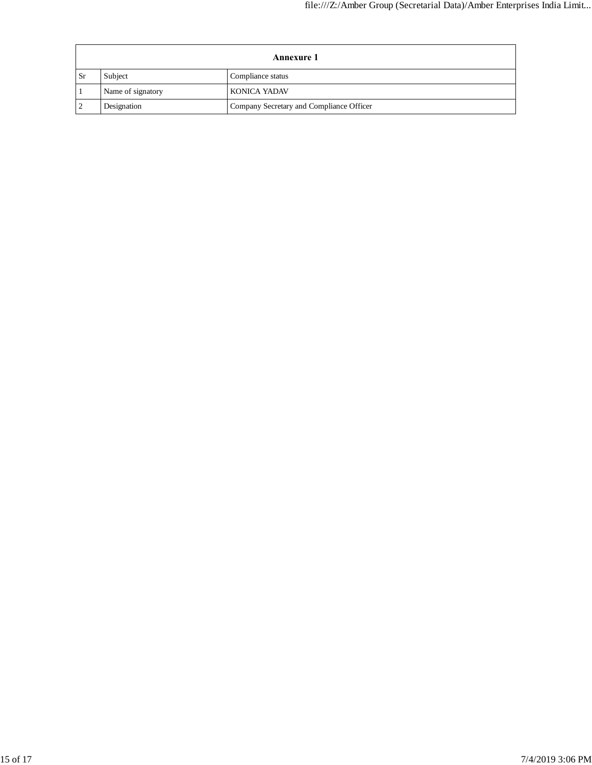| Annexure 1 | | |
|---|---|---|
| Sr | Subject | Compliance status |
| 1 | Name of signatory | KONICA YADAV |
| 2 | Designation | Company Secretary and Compliance Officer |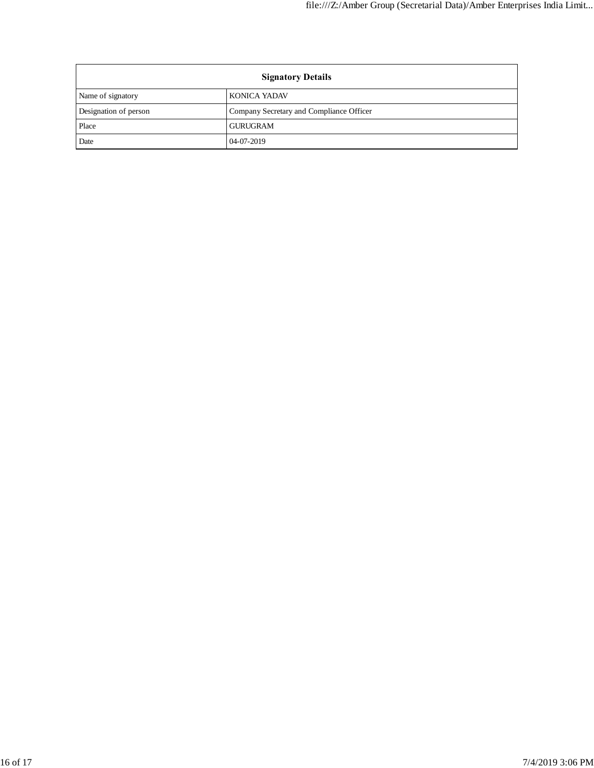| Signatory Details | |
| --- | --- |
| Name of signatory | KONICA YADAV |
| Designation of person | Company Secretary and Compliance Officer |
| Place | GURUGRAM |
| Date | 04-07-2019 |